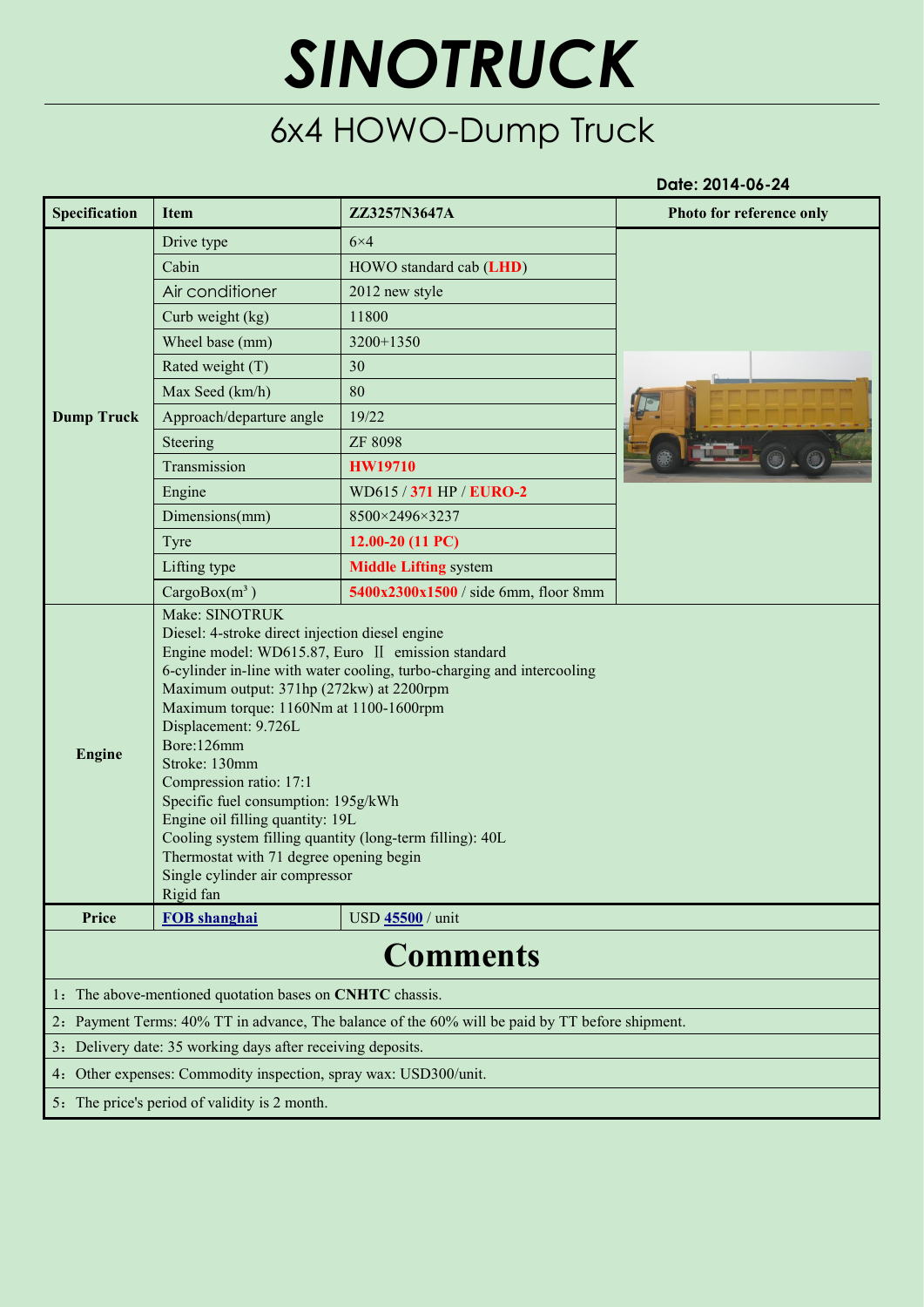# SINOTRUCK

## 6x4 HOWO-Dump Truck

**Date: 2014-06-24**

| Specification | Item | ZZ3257N3647A | Photo for reference only |
|---|---|---|---|
| **Dump Truck** | Drive type | 6×4 | |
| | Cabin | HOWO standard cab (**LHD**) | |
| | Air conditioner | 2012 new style | |
| | Curb weight (kg) | 11800 | |
| | Wheel base (mm) | 3200+1350 | |
| | Rated weight (T) | 30 | |
| | Max Seed (km/h) | 80 | |
| | Approach/departure angle | 19/22 | |
| | Steering | ZF 8098 | |
| | Transmission | **HW19710** | |
| | Engine | WD615 / **371** HP / **EURO-2** | |
| | Dimensions(mm) | 8500×2496×3237 | |
| | Tyre | **12.00-20 (11 PC)** | |
| | Lifting type | **Middle Lifting** system | |
| | CargoBox($m^3$ ) | **5400x2300x1500** / side 6mm, floor 8mm | |
| **Engine** | Make: SINOTRUK<br>Diesel: 4-stroke direct injection diesel engine<br>Engine model: WD615.87, Euro Ⅱ emission standard<br>6-cylinder in-line with water cooling, turbo-charging and intercooling<br>Maximum output: 371hp (272kw) at 2200rpm<br>Maximum torque: 1160Nm at 1100-1600rpm<br>Displacement: 9.726L<br>Bore:126mm<br>Stroke: 130mm<br>Compression ratio: 17:1<br>Specific fuel consumption: 195g/kWh<br>Engine oil filling quantity: 19L<br>Cooling system filling quantity (long-term filling): 40L<br>Thermostat with 71 degree opening begin<br>Single cylinder air compressor<br>Rigid fan | | | |
| **Price** | **FOB shanghai** | USD **45500** / unit | |

# Comments

1：The above-mentioned quotation bases on **CNHTC** chassis.

2：Payment Terms: 40% TT in advance, The balance of the 60% will be paid by TT before shipment.

3：Delivery date: 35 working days after receiving deposits.

4：Other expenses: Commodity inspection, spray wax: USD300/unit.

5：The price's period of validity is 2 month.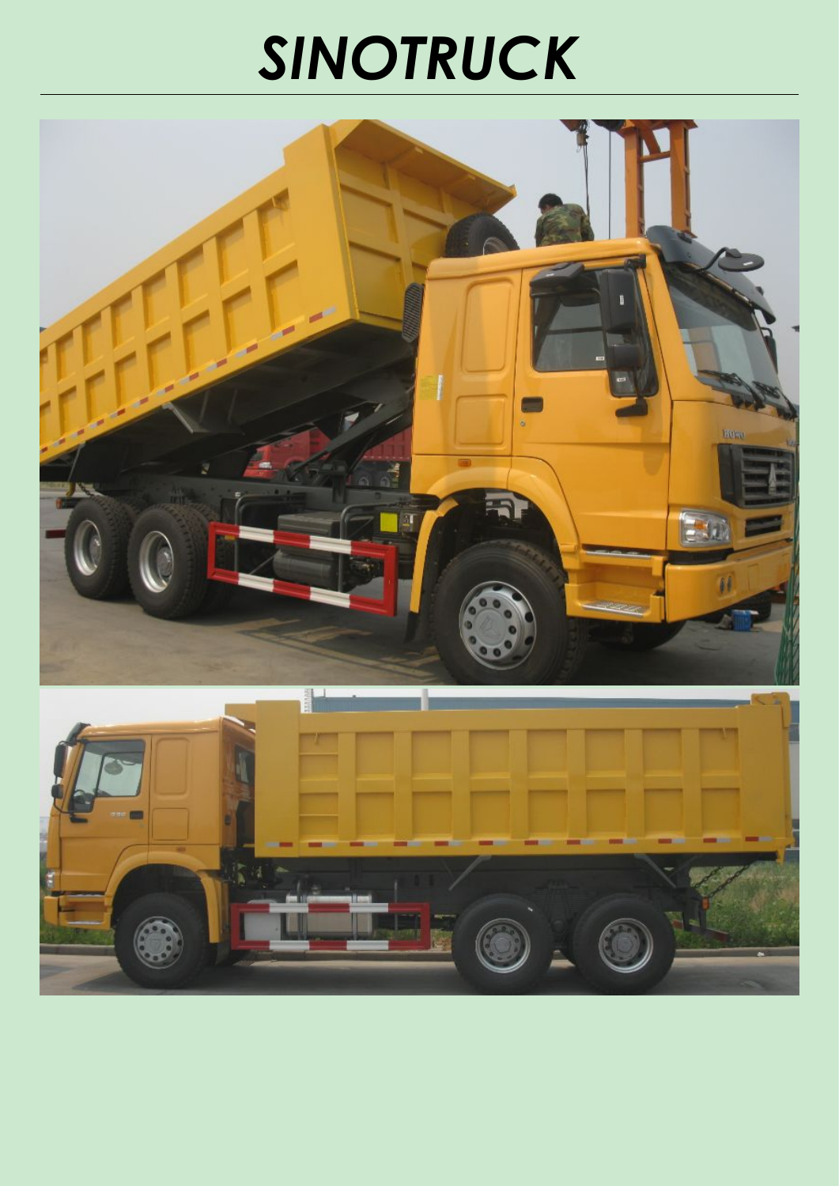# *SINOTRUCK*